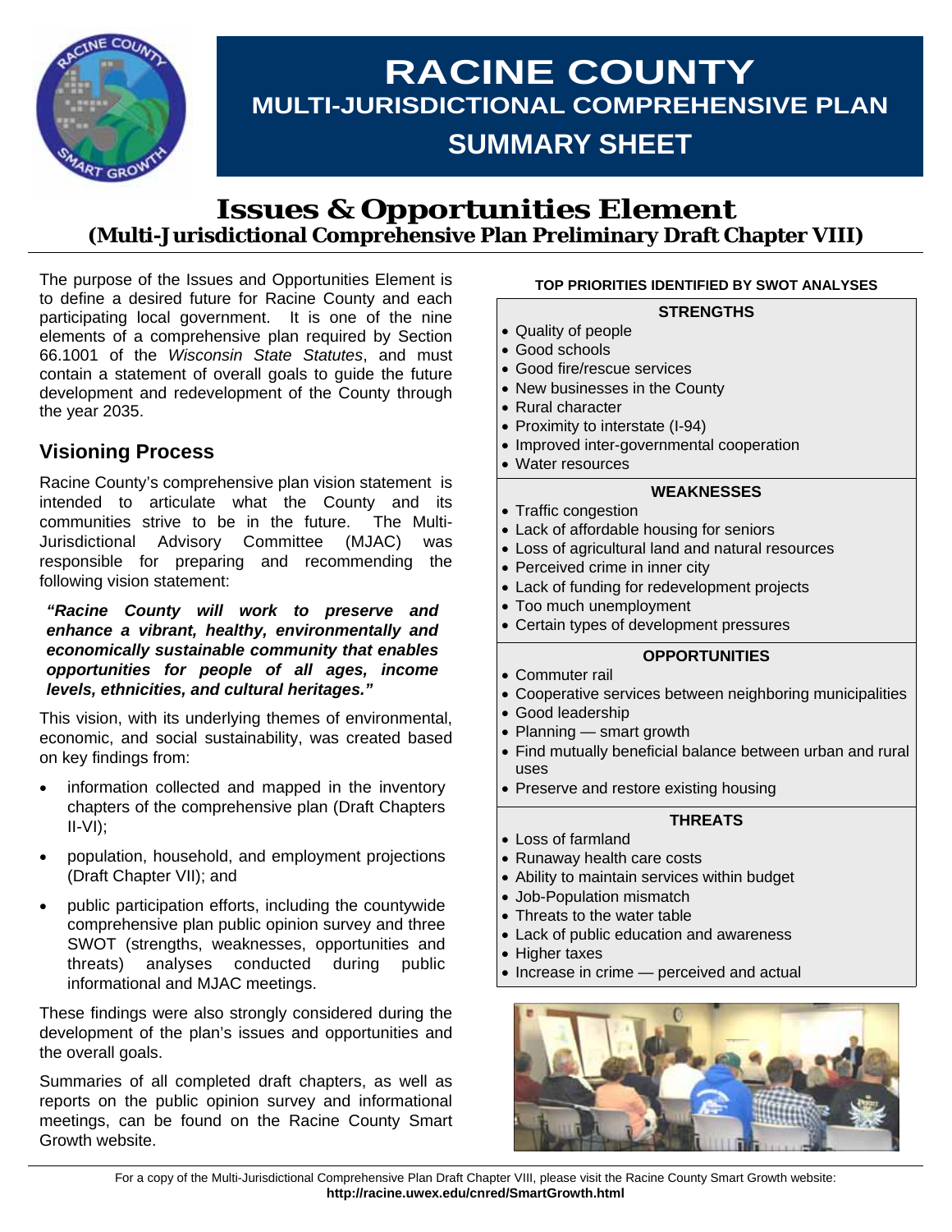# RACINE COUNTY
## MULTI-JURISDICTIONAL COMPREHENSIVE PLAN
## SUMMARY SHEET

# Issues & Opportunities Element
### (Multi-Jurisdictional Comprehensive Plan Preliminary Draft Chapter VIII)

The purpose of the Issues and Opportunities Element is to define a desired future for Racine County and each participating local government. It is one of the nine elements of a comprehensive plan required by Section 66.1001 of the *Wisconsin State Statutes*, and must contain a statement of overall goals to guide the future development and redevelopment of the County through the year 2035.

## Visioning Process

Racine County's comprehensive plan vision statement is intended to articulate what the County and its communities strive to be in the future. The Multi-Jurisdictional Advisory Committee (MJAC) was responsible for preparing and recommending the following vision statement:

***"Racine County will work to preserve and enhance a vibrant, healthy, environmentally and economically sustainable community that enables opportunities for people of all ages, income levels, ethnicities, and cultural heritages."***

This vision, with its underlying themes of environmental, economic, and social sustainability, was created based on key findings from:

- information collected and mapped in the inventory chapters of the comprehensive plan (Draft Chapters II-VI);
- population, household, and employment projections (Draft Chapter VII); and
- public participation efforts, including the countywide comprehensive plan public opinion survey and three SWOT (strengths, weaknesses, opportunities and threats) analyses conducted during public informational and MJAC meetings.

These findings were also strongly considered during the development of the plan's issues and opportunities and the overall goals.

Summaries of all completed draft chapters, as well as reports on the public opinion survey and informational meetings, can be found on the Racine County Smart Growth website.

**TOP PRIORITIES IDENTIFIED BY SWOT ANALYSES**

**STRENGTHS**

- Quality of people
- Good schools
- Good fire/rescue services
- New businesses in the County
- Rural character
- Proximity to interstate (I-94)
- Improved inter-governmental cooperation
- Water resources

**WEAKNESSES**

- Traffic congestion
- Lack of affordable housing for seniors
- Loss of agricultural land and natural resources
- Perceived crime in inner city
- Lack of funding for redevelopment projects
- Too much unemployment
- Certain types of development pressures

**OPPORTUNITIES**

- Commuter rail
- Cooperative services between neighboring municipalities
- Good leadership
- Planning — smart growth
- Find mutually beneficial balance between urban and rural uses
- Preserve and restore existing housing

**THREATS**

- Loss of farmland
- Runaway health care costs
- Ability to maintain services within budget
- Job-Population mismatch
- Threats to the water table
- Lack of public education and awareness
- Higher taxes
- Increase in crime — perceived and actual

For a copy of the Multi-Jurisdictional Comprehensive Plan Draft Chapter VIII, please visit the Racine County Smart Growth website: **http://racine.uwex.edu/cnred/SmartGrowth.html**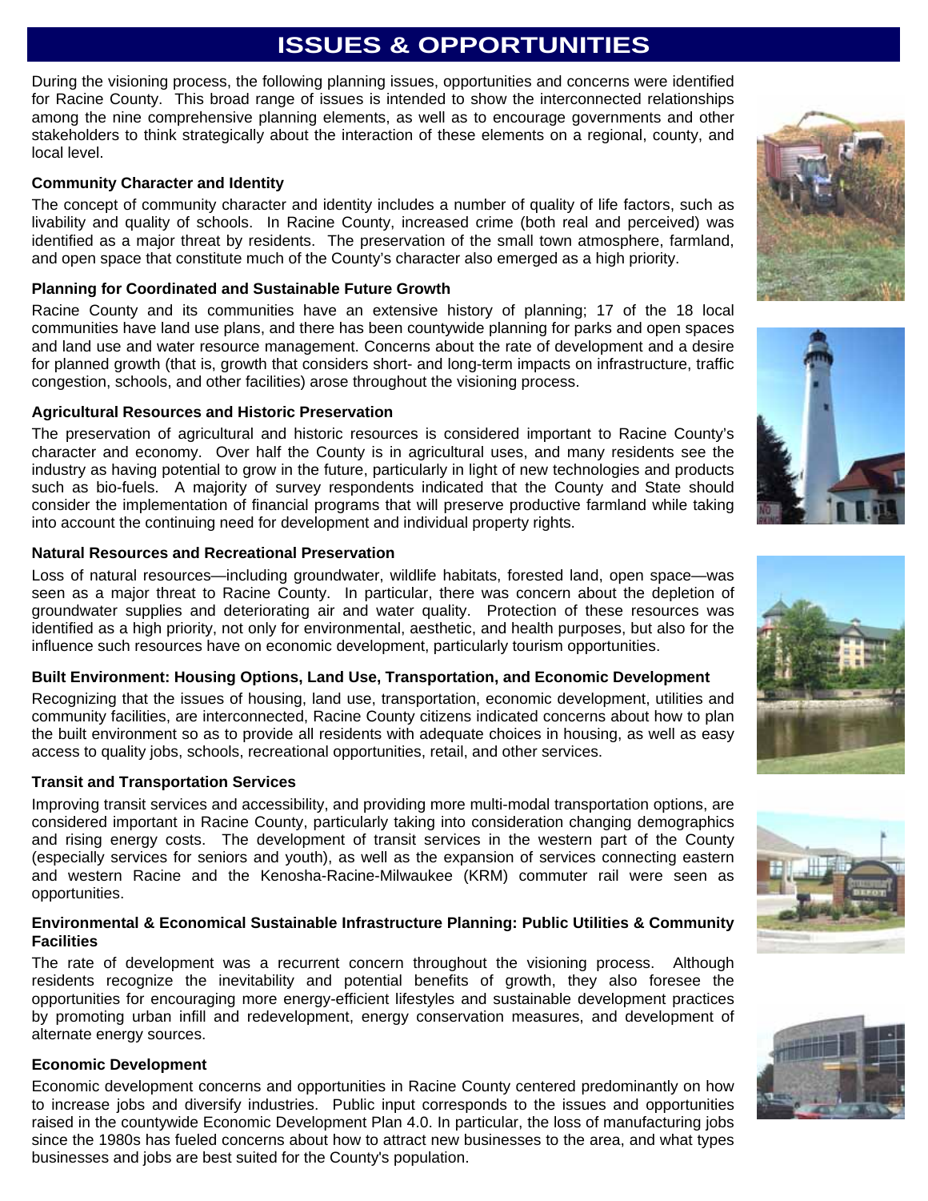# ISSUES & OPPORTUNITIES

During the visioning process, the following planning issues, opportunities and concerns were identified for Racine County. This broad range of issues is intended to show the interconnected relationships among the nine comprehensive planning elements, as well as to encourage governments and other stakeholders to think strategically about the interaction of these elements on a regional, county, and local level.

### Community Character and Identity

The concept of community character and identity includes a number of quality of life factors, such as livability and quality of schools. In Racine County, increased crime (both real and perceived) was identified as a major threat by residents. The preservation of the small town atmosphere, farmland, and open space that constitute much of the County's character also emerged as a high priority.

### Planning for Coordinated and Sustainable Future Growth

Racine County and its communities have an extensive history of planning; 17 of the 18 local communities have land use plans, and there has been countywide planning for parks and open spaces and land use and water resource management. Concerns about the rate of development and a desire for planned growth (that is, growth that considers short- and long-term impacts on infrastructure, traffic congestion, schools, and other facilities) arose throughout the visioning process.

### Agricultural Resources and Historic Preservation

The preservation of agricultural and historic resources is considered important to Racine County's character and economy. Over half the County is in agricultural uses, and many residents see the industry as having potential to grow in the future, particularly in light of new technologies and products such as bio-fuels. A majority of survey respondents indicated that the County and State should consider the implementation of financial programs that will preserve productive farmland while taking into account the continuing need for development and individual property rights.

### Natural Resources and Recreational Preservation

Loss of natural resources—including groundwater, wildlife habitats, forested land, open space—was seen as a major threat to Racine County. In particular, there was concern about the depletion of groundwater supplies and deteriorating air and water quality. Protection of these resources was identified as a high priority, not only for environmental, aesthetic, and health purposes, but also for the influence such resources have on economic development, particularly tourism opportunities.

### Built Environment: Housing Options, Land Use, Transportation, and Economic Development

Recognizing that the issues of housing, land use, transportation, economic development, utilities and community facilities, are interconnected, Racine County citizens indicated concerns about how to plan the built environment so as to provide all residents with adequate choices in housing, as well as easy access to quality jobs, schools, recreational opportunities, retail, and other services.

### Transit and Transportation Services

Improving transit services and accessibility, and providing more multi-modal transportation options, are considered important in Racine County, particularly taking into consideration changing demographics and rising energy costs. The development of transit services in the western part of the County (especially services for seniors and youth), as well as the expansion of services connecting eastern and western Racine and the Kenosha-Racine-Milwaukee (KRM) commuter rail were seen as opportunities.

### Environmental & Economical Sustainable Infrastructure Planning: Public Utilities & Community Facilities

The rate of development was a recurrent concern throughout the visioning process. Although residents recognize the inevitability and potential benefits of growth, they also foresee the opportunities for encouraging more energy-efficient lifestyles and sustainable development practices by promoting urban infill and redevelopment, energy conservation measures, and development of alternate energy sources.

### Economic Development

Economic development concerns and opportunities in Racine County centered predominantly on how to increase jobs and diversify industries. Public input corresponds to the issues and opportunities raised in the countywide Economic Development Plan 4.0. In particular, the loss of manufacturing jobs since the 1980s has fueled concerns about how to attract new businesses to the area, and what types businesses and jobs are best suited for the County's population.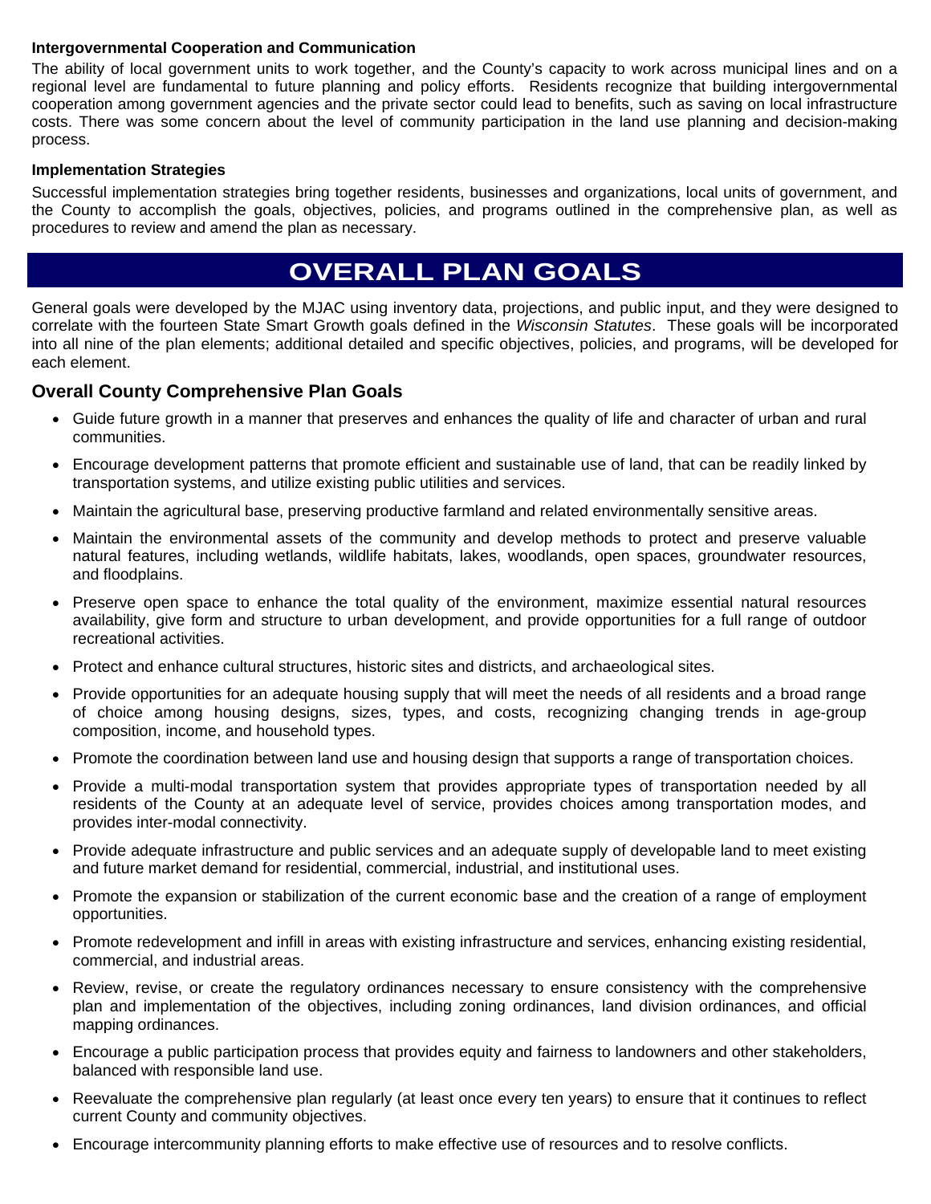**Intergovernmental Cooperation and Communication**

The ability of local government units to work together, and the County's capacity to work across municipal lines and on a regional level are fundamental to future planning and policy efforts. Residents recognize that building intergovernmental cooperation among government agencies and the private sector could lead to benefits, such as saving on local infrastructure costs. There was some concern about the level of community participation in the land use planning and decision-making process.

**Implementation Strategies**

Successful implementation strategies bring together residents, businesses and organizations, local units of government, and the County to accomplish the goals, objectives, policies, and programs outlined in the comprehensive plan, as well as procedures to review and amend the plan as necessary.

# OVERALL PLAN GOALS

General goals were developed by the MJAC using inventory data, projections, and public input, and they were designed to correlate with the fourteen State Smart Growth goals defined in the *Wisconsin Statutes*. These goals will be incorporated into all nine of the plan elements; additional detailed and specific objectives, policies, and programs, will be developed for each element.

## Overall County Comprehensive Plan Goals

- Guide future growth in a manner that preserves and enhances the quality of life and character of urban and rural communities.
- Encourage development patterns that promote efficient and sustainable use of land, that can be readily linked by transportation systems, and utilize existing public utilities and services.
- Maintain the agricultural base, preserving productive farmland and related environmentally sensitive areas.
- Maintain the environmental assets of the community and develop methods to protect and preserve valuable natural features, including wetlands, wildlife habitats, lakes, woodlands, open spaces, groundwater resources, and floodplains.
- Preserve open space to enhance the total quality of the environment, maximize essential natural resources availability, give form and structure to urban development, and provide opportunities for a full range of outdoor recreational activities.
- Protect and enhance cultural structures, historic sites and districts, and archaeological sites.
- Provide opportunities for an adequate housing supply that will meet the needs of all residents and a broad range of choice among housing designs, sizes, types, and costs, recognizing changing trends in age-group composition, income, and household types.
- Promote the coordination between land use and housing design that supports a range of transportation choices.
- Provide a multi-modal transportation system that provides appropriate types of transportation needed by all residents of the County at an adequate level of service, provides choices among transportation modes, and provides inter-modal connectivity.
- Provide adequate infrastructure and public services and an adequate supply of developable land to meet existing and future market demand for residential, commercial, industrial, and institutional uses.
- Promote the expansion or stabilization of the current economic base and the creation of a range of employment opportunities.
- Promote redevelopment and infill in areas with existing infrastructure and services, enhancing existing residential, commercial, and industrial areas.
- Review, revise, or create the regulatory ordinances necessary to ensure consistency with the comprehensive plan and implementation of the objectives, including zoning ordinances, land division ordinances, and official mapping ordinances.
- Encourage a public participation process that provides equity and fairness to landowners and other stakeholders, balanced with responsible land use.
- Reevaluate the comprehensive plan regularly (at least once every ten years) to ensure that it continues to reflect current County and community objectives.
- Encourage intercommunity planning efforts to make effective use of resources and to resolve conflicts.